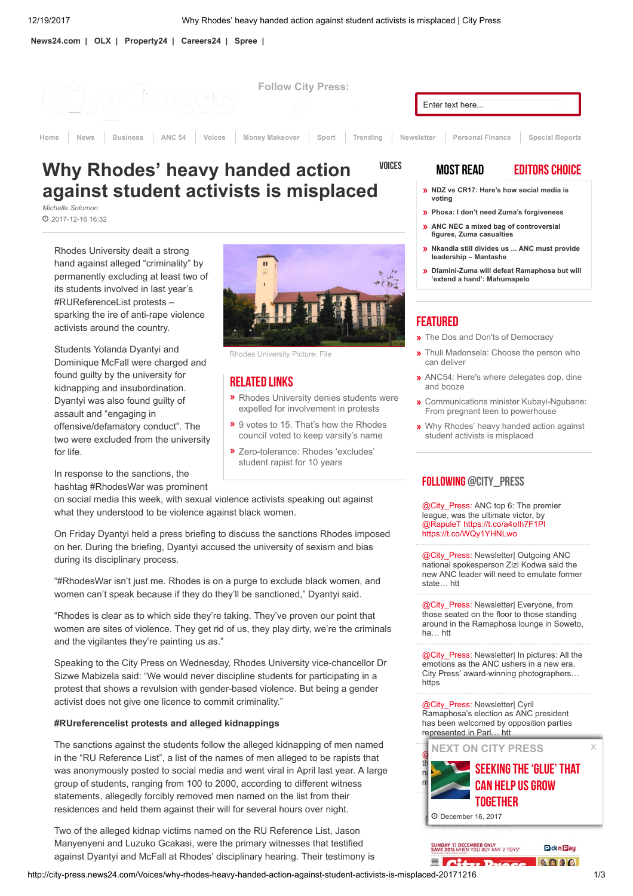# Why Rhodes' heavy handed action against student activists is misplaced

VOICES

*Michelle Solomon*

2017-12-16 16:32

Rhodes University dealt a strong hand against alleged "criminality" by permanently excluding at least two of its students involved in last year's #RUReferenceList protests – sparking the ire of anti-rape violence activists around the country.

Rhodes University Picture: File

## RELATED LINKS

- Rhodes University denies students were expelled for involvement in protests
- 9 votes to 15. That's how the Rhodes council voted to keep varsity's name
- Zero-tolerance: Rhodes 'excludes' student rapist for 10 years

Students Yolanda Dyantyi and Dominique McFall were charged and found guilty by the university for kidnapping and insubordination. Dyantyi was also found guilty of assault and "engaging in offensive/defamatory conduct". The two were excluded from the university for life.

In response to the sanctions, the hashtag #RhodesWar was prominent on social media this week, with sexual violence activists speaking out against what they understood to be violence against black women.

On Friday Dyantyi held a press briefing to discuss the sanctions Rhodes imposed on her. During the briefing, Dyantyi accused the university of sexism and bias during its disciplinary process.

"#RhodesWar isn't just me. Rhodes is on a purge to exclude black women, and women can't speak because if they do they'll be sanctioned," Dyantyi said.

"Rhodes is clear as to which side they're taking. They've proven our point that women are sites of violence. They get rid of us, they play dirty, we're the criminals and the vigilantes they're painting us as."

Speaking to the City Press on Wednesday, Rhodes University vice-chancellor Dr Sizwe Mabizela said: "We would never discipline students for participating in a protest that shows a revulsion with gender-based violence. But being a gender activist does not give one licence to commit criminality."

**#RUreferencelist protests and alleged kidnappings**

The sanctions against the students follow the alleged kidnapping of men named in the "RU Reference List", a list of the names of men alleged to be rapists that was anonymously posted to social media and went viral in April last year. A large group of students, ranging from 100 to 2000, according to different witness statements, allegedly forcibly removed men named on the list from their residences and held them against their will for several hours over night.

Two of the alleged kidnap victims named on the RU Reference List, Jason Manyenyeni and Luzuko Gcakasi, were the primary witnesses that testified against Dyantyi and McFall at Rhodes' disciplinary hearing. Their testimony is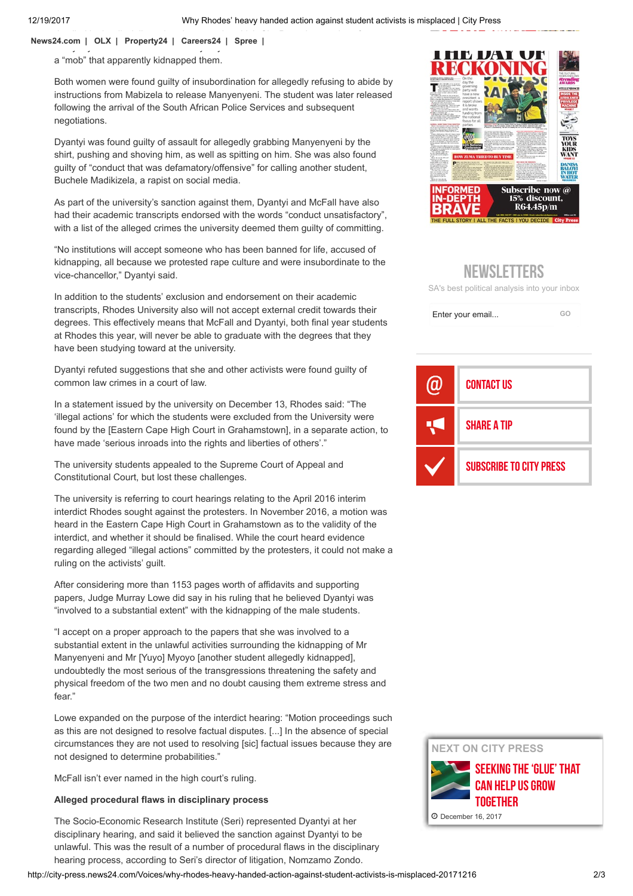a "mob" that apparently kidnapped them.

Both women were found guilty of insubordination for allegedly refusing to abide by instructions from Mabizela to release Manyenyeni. The student was later released following the arrival of the South African Police Services and subsequent negotiations.

Dyantyi was found guilty of assault for allegedly grabbing Manyenyeni by the shirt, pushing and shoving him, as well as spitting on him. She was also found guilty of "conduct that was defamatory/offensive" for calling another student, Buchele Madikizela, a rapist on social media.

As part of the university's sanction against them, Dyantyi and McFall have also had their academic transcripts endorsed with the words "conduct unsatisfactory", with a list of the alleged crimes the university deemed them guilty of committing.

"No institutions will accept someone who has been banned for life, accused of kidnapping, all because we protested rape culture and were insubordinate to the vice-chancellor," Dyantyi said.

In addition to the students' exclusion and endorsement on their academic transcripts, Rhodes University also will not accept external credit towards their degrees. This effectively means that McFall and Dyantyi, both final year students at Rhodes this year, will never be able to graduate with the degrees that they have been studying toward at the university.

Dyantyi refuted suggestions that she and other activists were found guilty of common law crimes in a court of law.

In a statement issued by the university on December 13, Rhodes said: "The 'illegal actions' for which the students were excluded from the University were found by the [Eastern Cape High Court in Grahamstown], in a separate action, to have made 'serious inroads into the rights and liberties of others'."

The university students appealed to the Supreme Court of Appeal and Constitutional Court, but lost these challenges.

The university is referring to court hearings relating to the April 2016 interim interdict Rhodes sought against the protesters. In November 2016, a motion was heard in the Eastern Cape High Court in Grahamstown as to the validity of the interdict, and whether it should be finalised. While the court heard evidence regarding alleged "illegal actions" committed by the protesters, it could not make a ruling on the activists' guilt.

After considering more than 1153 pages worth of affidavits and supporting papers, Judge Murray Lowe did say in his ruling that he believed Dyantyi was "involved to a substantial extent" with the kidnapping of the male students.

"I accept on a proper approach to the papers that she was involved to a substantial extent in the unlawful activities surrounding the kidnapping of Mr Manyenyeni and Mr [Yuyo] Myoyo [another student allegedly kidnapped], undoubtedly the most serious of the transgressions threatening the safety and physical freedom of the two men and no doubt causing them extreme stress and fear."

Lowe expanded on the purpose of the interdict hearing: "Motion proceedings such as this are not designed to resolve factual disputes. [...] In the absence of special circumstances they are not used to resolving [sic] factual issues because they are not designed to determine probabilities."

McFall isn't ever named in the high court's ruling.

**Alleged procedural flaws in disciplinary process**

The Socio-Economic Research Institute (Seri) represented Dyantyi at her disciplinary hearing, and said it believed the sanction against Dyantyi to be unlawful. This was the result of a number of procedural flaws in the disciplinary hearing process, according to Seri's director of litigation, Nomzamo Zondo.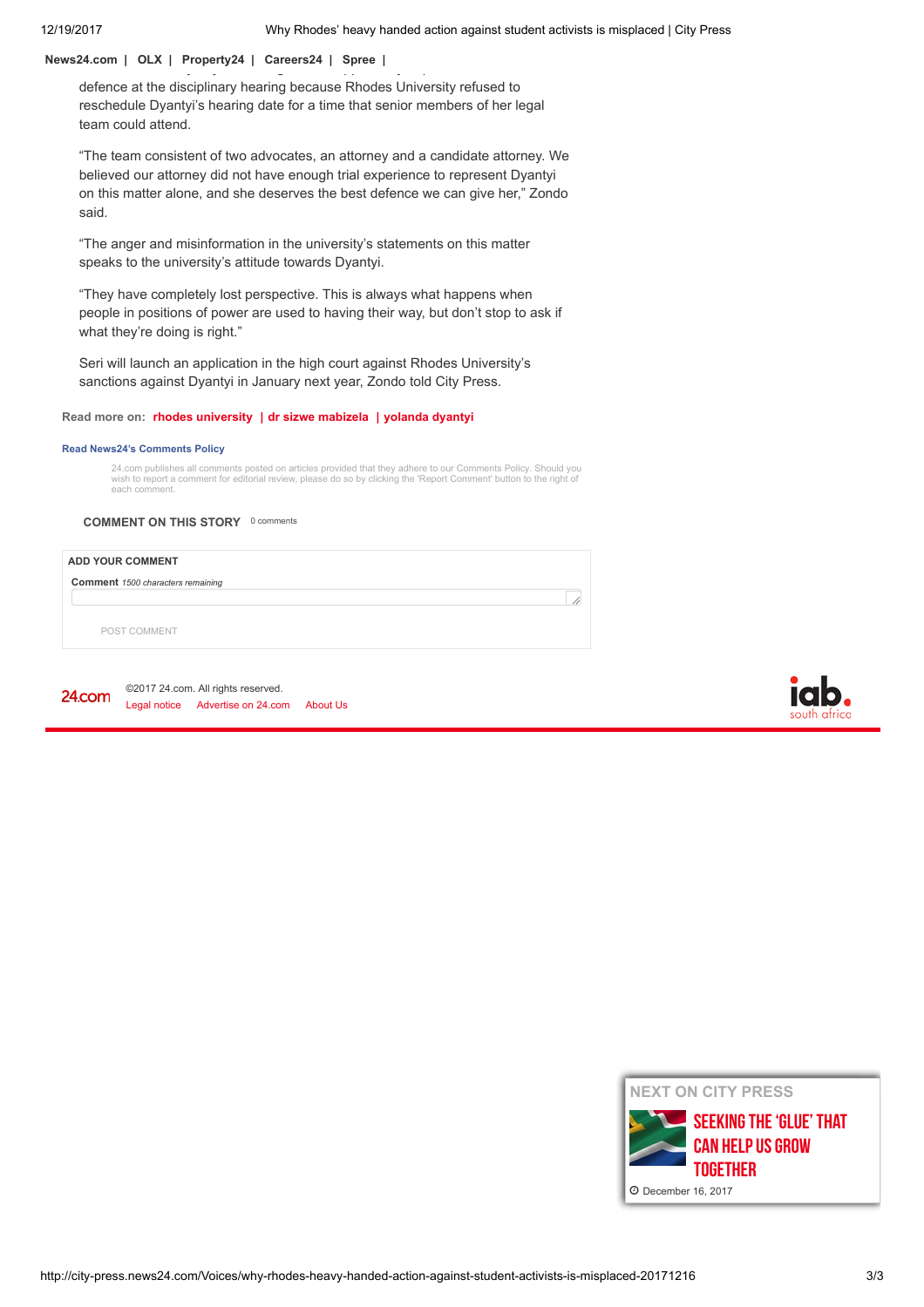defence at the disciplinary hearing because Rhodes University refused to reschedule Dyantyi's hearing date for a time that senior members of her legal team could attend.

"The team consistent of two advocates, an attorney and a candidate attorney. We believed our attorney did not have enough trial experience to represent Dyantyi on this matter alone, and she deserves the best defence we can give her," Zondo said.

"The anger and misinformation in the university's statements on this matter speaks to the university's attitude towards Dyantyi.

"They have completely lost perspective. This is always what happens when people in positions of power are used to having their way, but don't stop to ask if what they're doing is right."

Seri will launch an application in the high court against Rhodes University's sanctions against Dyantyi in January next year, Zondo told City Press.

**Read more on:** rhodes university | dr sizwe mabizela | yolanda dyantyi

**Read News24's Comments Policy**

24.com publishes all comments posted on articles provided that they adhere to our Comments Policy. Should you wish to report a comment for editorial review, please do so by clicking the 'Report Comment' button to the right of each comment.

**COMMENT ON THIS STORY** 0 comments

**ADD YOUR COMMENT**

**Comment** *1500 characters remaining*

POST COMMENT

24.com ©2017 24.com. All rights reserved.
Legal notice Advertise on 24.com About Us

iab. south africa

NEXT ON CITY PRESS

SEEKING THE 'GLUE' THAT CAN HELP US GROW TOGETHER

December 16, 2017